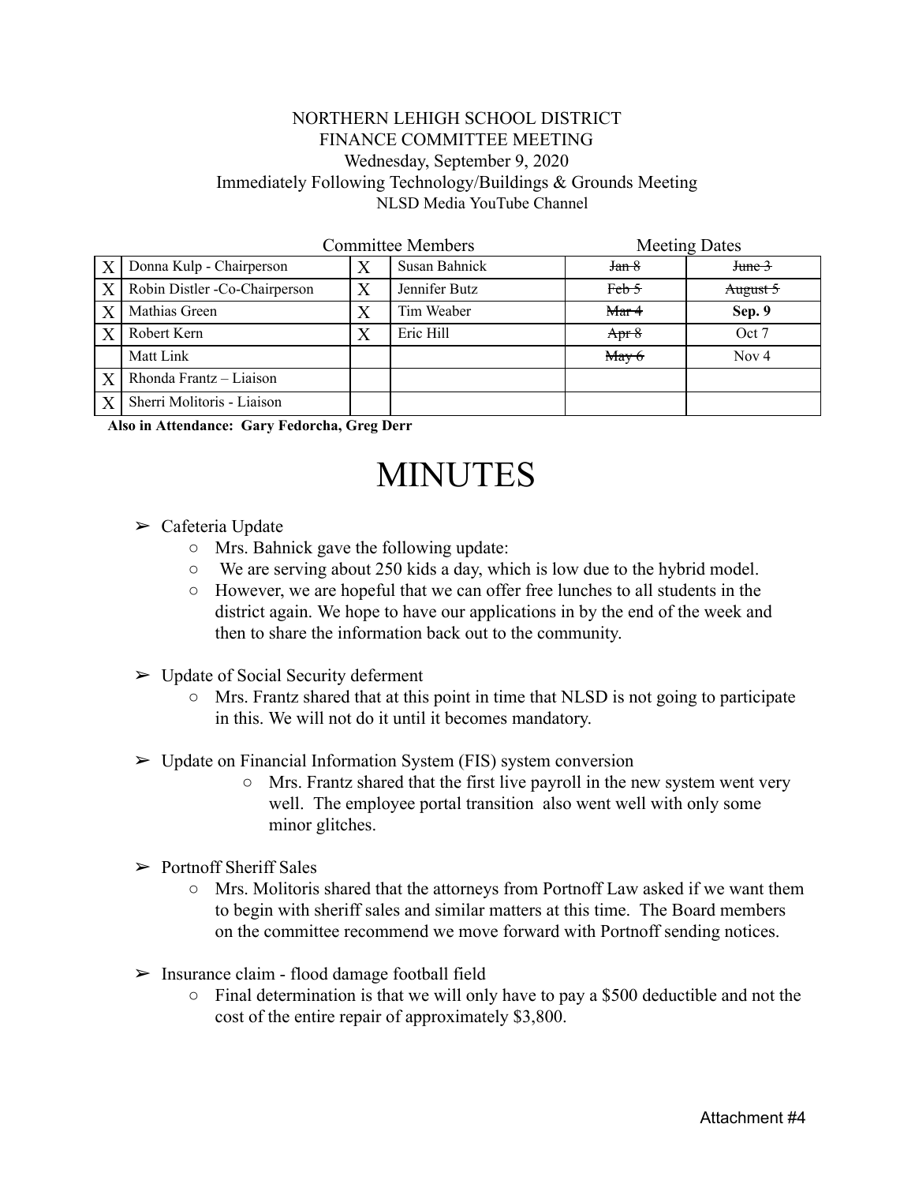NORTHERN LEHIGH SCHOOL DISTRICT
FINANCE COMMITTEE MEETING
Wednesday, September 9, 2020
Immediately Following Technology/Buildings & Grounds Meeting
NLSD Media YouTube Channel

| | Committee Members | | | Meeting Dates | |
|---|---|---|---|---|---|
| X | Donna Kulp - Chairperson | X | Susan Bahnick | ~~Jan 8~~ | ~~June 3~~ |
| X | Robin Distler -Co-Chairperson | X | Jennifer Butz | ~~Feb 5~~ | ~~August 5~~ |
| X | Mathias Green | X | Tim Weaber | ~~Mar 4~~ | **Sep. 9** |
| X | Robert Kern | X | Eric Hill | ~~Apr 8~~ | Oct 7 |
| | Matt Link | | | ~~May 6~~ | Nov 4 |
| X | Rhonda Frantz – Liaison | | | | |
| X | Sherri Molitoris - Liaison | | | | |

**Also in Attendance: Gary Fedorcha, Greg Derr**

# MINUTES

- Cafeteria Update
  - Mrs. Bahnick gave the following update:
  - We are serving about 250 kids a day, which is low due to the hybrid model.
  - However, we are hopeful that we can offer free lunches to all students in the district again. We hope to have our applications in by the end of the week and then to share the information back out to the community.

- Update of Social Security deferment
  - Mrs. Frantz shared that at this point in time that NLSD is not going to participate in this. We will not do it until it becomes mandatory.

- Update on Financial Information System (FIS) system conversion
  - Mrs. Frantz shared that the first live payroll in the new system went very well. The employee portal transition also went well with only some minor glitches.

- Portnoff Sheriff Sales
  - Mrs. Molitoris shared that the attorneys from Portnoff Law asked if we want them to begin with sheriff sales and similar matters at this time. The Board members on the committee recommend we move forward with Portnoff sending notices.

- Insurance claim - flood damage football field
  - Final determination is that we will only have to pay a $500 deductible and not the cost of the entire repair of approximately $3,800.

Attachment #4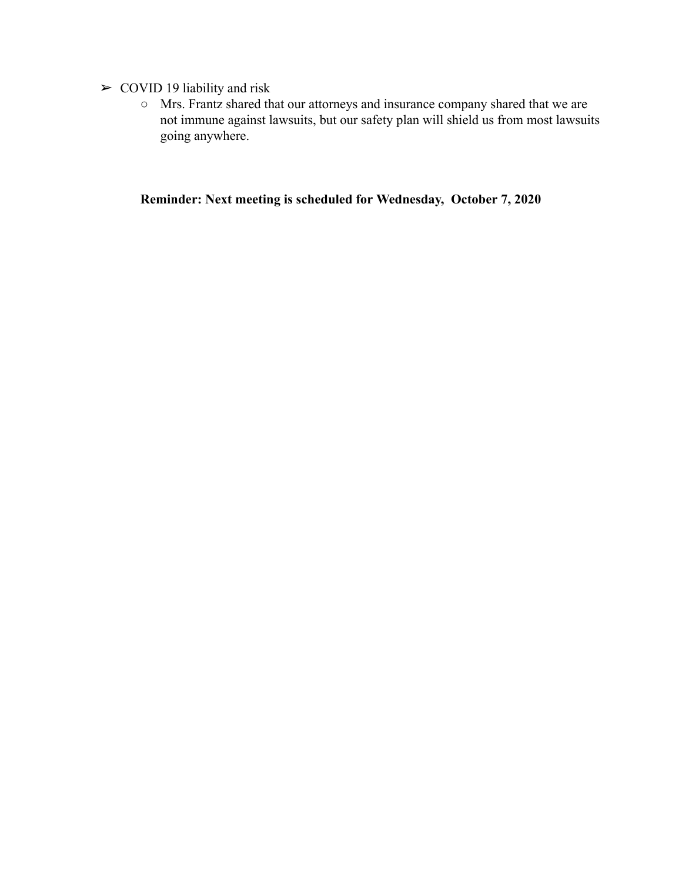- ➢ COVID 19 liability and risk
  - Mrs. Frantz shared that our attorneys and insurance company shared that we are not immune against lawsuits, but our safety plan will shield us from most lawsuits going anywhere.

**Reminder: Next meeting is scheduled for Wednesday, October 7, 2020**